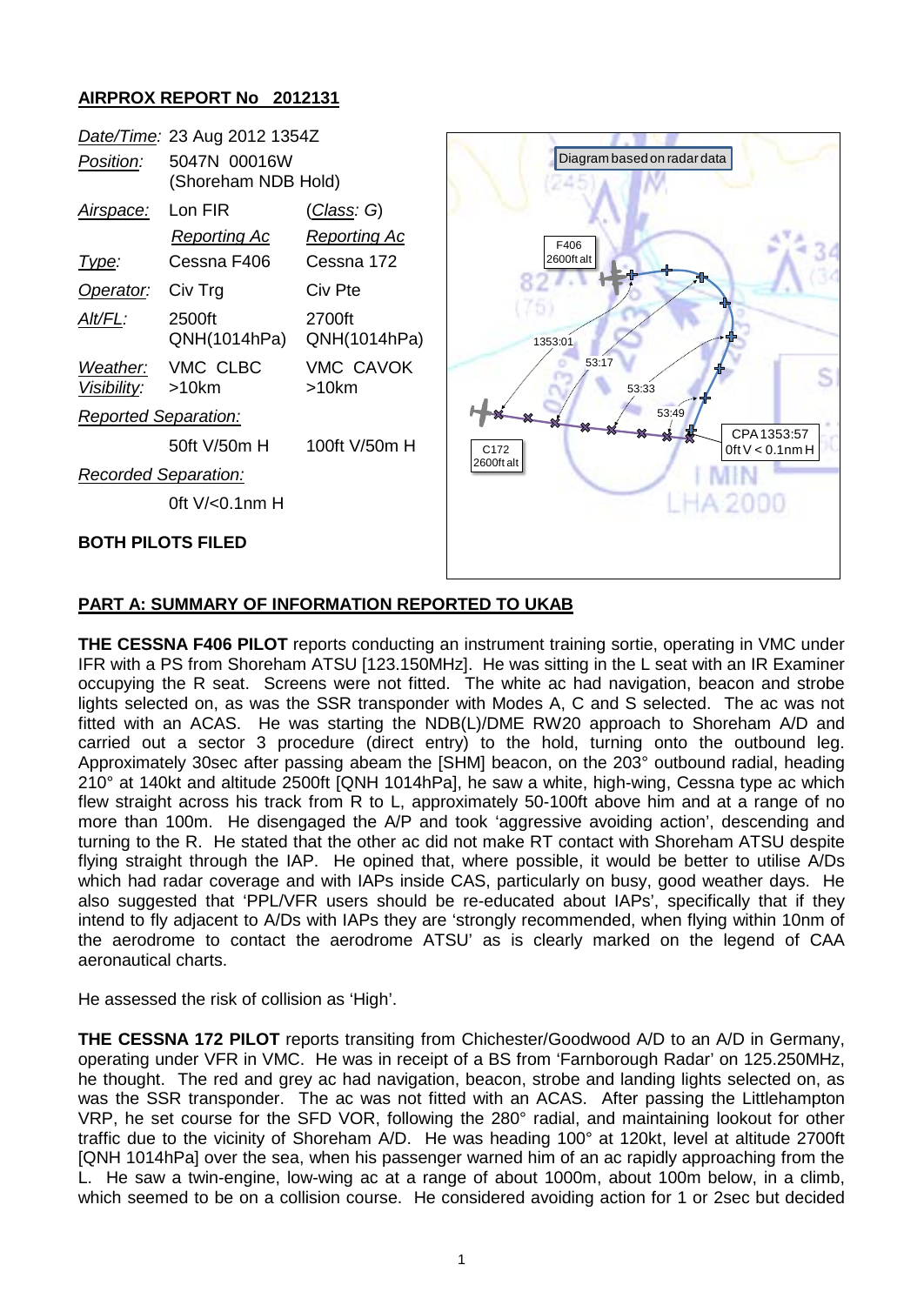## AIRPROX REPORT No 2012131

| | | |
|---|---|---|
| *Date/Time:* | 23 Aug 2012 1354Z | |
| *Position:* | 5047N 00016W (Shoreham NDB Hold) | |
| *Airspace:* | Lon FIR | (*Class*: G) |
| | *Reporting Ac* | *Reporting Ac* |
| *Type:* | Cessna F406 | Cessna 172 |
| *Operator:* | Civ Trg | Civ Pte |
| *Alt/FL:* | 2500ft QNH(1014hPa) | 2700ft QNH(1014hPa) |
| *Weather:* | VMC CLBC | VMC CAVOK |
| *Visibility:* | >10km | >10km |
| *Reported Separation:* | | |
| | 50ft V/50m H | 100ft V/50m H |
| *Recorded Separation:* | | |
| | 0ft V/<0.1nm H | |

**BOTH PILOTS FILED**

Diagram based on radar data

F406 2600ft alt

C172 2600ft alt

1353:01

53:17

53:33

53:49

CPA 1353:57 0ft V < 0.1nm H

## PART A: SUMMARY OF INFORMATION REPORTED TO UKAB

**THE CESSNA F406 PILOT** reports conducting an instrument training sortie, operating in VMC under IFR with a PS from Shoreham ATSU [123.150MHz]. He was sitting in the L seat with an IR Examiner occupying the R seat. Screens were not fitted. The white ac had navigation, beacon and strobe lights selected on, as was the SSR transponder with Modes A, C and S selected. The ac was not fitted with an ACAS. He was starting the NDB(L)/DME RW20 approach to Shoreham A/D and carried out a sector 3 procedure (direct entry) to the hold, turning onto the outbound leg. Approximately 30sec after passing abeam the [SHM] beacon, on the 203° outbound radial, heading 210° at 140kt and altitude 2500ft [QNH 1014hPa], he saw a white, high-wing, Cessna type ac which flew straight across his track from R to L, approximately 50-100ft above him and at a range of no more than 100m. He disengaged the A/P and took 'aggressive avoiding action', descending and turning to the R. He stated that the other ac did not make RT contact with Shoreham ATSU despite flying straight through the IAP. He opined that, where possible, it would be better to utilise A/Ds which had radar coverage and with IAPs inside CAS, particularly on busy, good weather days. He also suggested that 'PPL/VFR users should be re-educated about IAPs', specifically that if they intend to fly adjacent to A/Ds with IAPs they are 'strongly recommended, when flying within 10nm of the aerodrome to contact the aerodrome ATSU' as is clearly marked on the legend of CAA aeronautical charts.

He assessed the risk of collision as 'High'.

**THE CESSNA 172 PILOT** reports transiting from Chichester/Goodwood A/D to an A/D in Germany, operating under VFR in VMC. He was in receipt of a BS from 'Farnborough Radar' on 125.250MHz, he thought. The red and grey ac had navigation, beacon, strobe and landing lights selected on, as was the SSR transponder. The ac was not fitted with an ACAS. After passing the Littlehampton VRP, he set course for the SFD VOR, following the 280° radial, and maintaining lookout for other traffic due to the vicinity of Shoreham A/D. He was heading 100° at 120kt, level at altitude 2700ft [QNH 1014hPa] over the sea, when his passenger warned him of an ac rapidly approaching from the L. He saw a twin-engine, low-wing ac at a range of about 1000m, about 100m below, in a climb, which seemed to be on a collision course. He considered avoiding action for 1 or 2sec but decided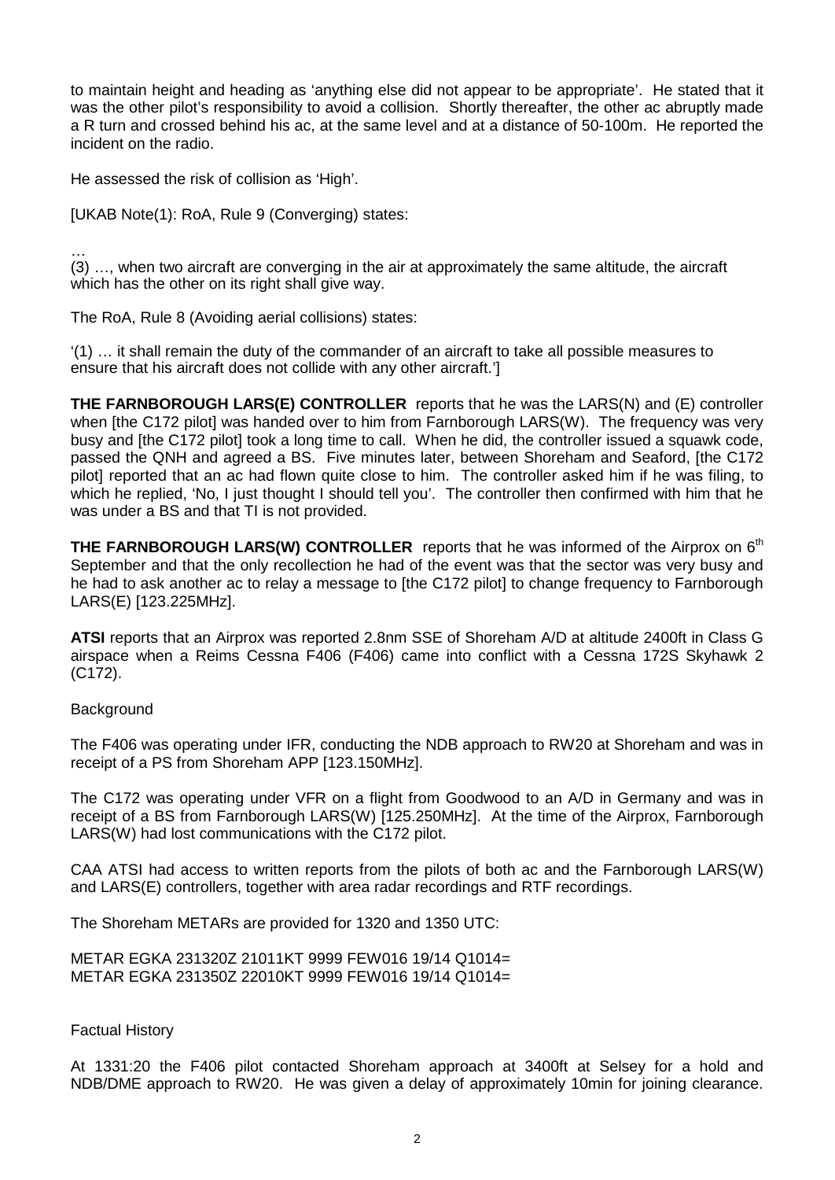to maintain height and heading as 'anything else did not appear to be appropriate'. He stated that it was the other pilot's responsibility to avoid a collision. Shortly thereafter, the other ac abruptly made a R turn and crossed behind his ac, at the same level and at a distance of 50-100m. He reported the incident on the radio.

He assessed the risk of collision as 'High'.

[UKAB Note(1): RoA, Rule 9 (Converging) states:

…
(3) …, when two aircraft are converging in the air at approximately the same altitude, the aircraft which has the other on its right shall give way.

The RoA, Rule 8 (Avoiding aerial collisions) states:

'(1) … it shall remain the duty of the commander of an aircraft to take all possible measures to ensure that his aircraft does not collide with any other aircraft.']

**THE FARNBOROUGH LARS(E) CONTROLLER** reports that he was the LARS(N) and (E) controller when [the C172 pilot] was handed over to him from Farnborough LARS(W). The frequency was very busy and [the C172 pilot] took a long time to call. When he did, the controller issued a squawk code, passed the QNH and agreed a BS. Five minutes later, between Shoreham and Seaford, [the C172 pilot] reported that an ac had flown quite close to him. The controller asked him if he was filing, to which he replied, 'No, I just thought I should tell you'. The controller then confirmed with him that he was under a BS and that TI is not provided.

**THE FARNBOROUGH LARS(W) CONTROLLER** reports that he was informed of the Airprox on 6th September and that the only recollection he had of the event was that the sector was very busy and he had to ask another ac to relay a message to [the C172 pilot] to change frequency to Farnborough LARS(E) [123.225MHz].

**ATSI** reports that an Airprox was reported 2.8nm SSE of Shoreham A/D at altitude 2400ft in Class G airspace when a Reims Cessna F406 (F406) came into conflict with a Cessna 172S Skyhawk 2 (C172).

Background

The F406 was operating under IFR, conducting the NDB approach to RW20 at Shoreham and was in receipt of a PS from Shoreham APP [123.150MHz].

The C172 was operating under VFR on a flight from Goodwood to an A/D in Germany and was in receipt of a BS from Farnborough LARS(W) [125.250MHz]. At the time of the Airprox, Farnborough LARS(W) had lost communications with the C172 pilot.

CAA ATSI had access to written reports from the pilots of both ac and the Farnborough LARS(W) and LARS(E) controllers, together with area radar recordings and RTF recordings.

The Shoreham METARs are provided for 1320 and 1350 UTC:

METAR EGKA 231320Z 21011KT 9999 FEW016 19/14 Q1014=
METAR EGKA 231350Z 22010KT 9999 FEW016 19/14 Q1014=

Factual History

At 1331:20 the F406 pilot contacted Shoreham approach at 3400ft at Selsey for a hold and NDB/DME approach to RW20. He was given a delay of approximately 10min for joining clearance.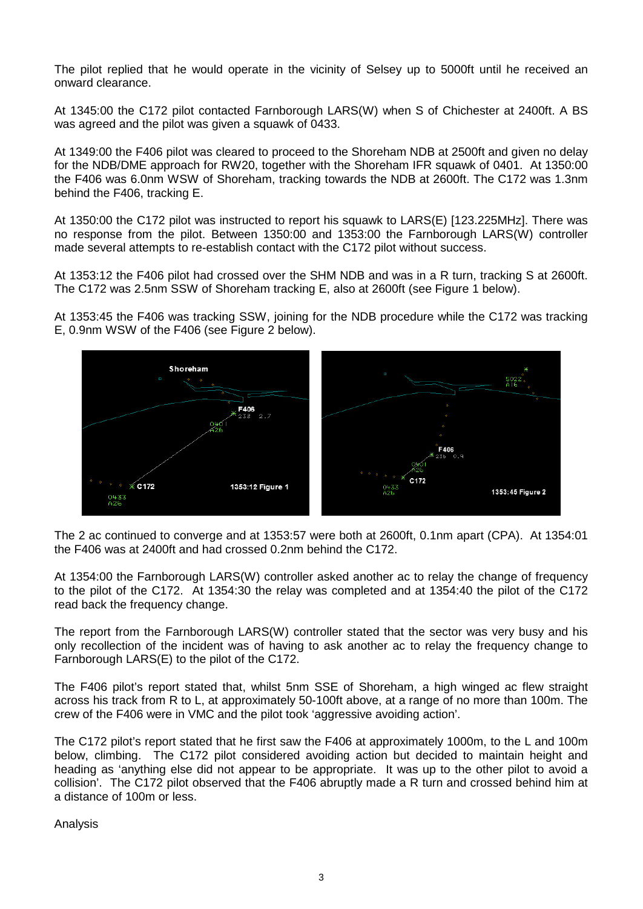The pilot replied that he would operate in the vicinity of Selsey up to 5000ft until he received an onward clearance.

At 1345:00 the C172 pilot contacted Farnborough LARS(W) when S of Chichester at 2400ft. A BS was agreed and the pilot was given a squawk of 0433.

At 1349:00 the F406 pilot was cleared to proceed to the Shoreham NDB at 2500ft and given no delay for the NDB/DME approach for RW20, together with the Shoreham IFR squawk of 0401. At 1350:00 the F406 was 6.0nm WSW of Shoreham, tracking towards the NDB at 2600ft. The C172 was 1.3nm behind the F406, tracking E.

At 1350:00 the C172 pilot was instructed to report his squawk to LARS(E) [123.225MHz]. There was no response from the pilot. Between 1350:00 and 1353:00 the Farnborough LARS(W) controller made several attempts to re-establish contact with the C172 pilot without success.

At 1353:12 the F406 pilot had crossed over the SHM NDB and was in a R turn, tracking S at 2600ft. The C172 was 2.5nm SSW of Shoreham tracking E, also at 2600ft (see Figure 1 below).

At 1353:45 the F406 was tracking SSW, joining for the NDB procedure while the C172 was tracking E, 0.9nm WSW of the F406 (see Figure 2 below).

1353:12 Figure 1

1353:45 Figure 2

The 2 ac continued to converge and at 1353:57 were both at 2600ft, 0.1nm apart (CPA). At 1354:01 the F406 was at 2400ft and had crossed 0.2nm behind the C172.

At 1354:00 the Farnborough LARS(W) controller asked another ac to relay the change of frequency to the pilot of the C172. At 1354:30 the relay was completed and at 1354:40 the pilot of the C172 read back the frequency change.

The report from the Farnborough LARS(W) controller stated that the sector was very busy and his only recollection of the incident was of having to ask another ac to relay the frequency change to Farnborough LARS(E) to the pilot of the C172.

The F406 pilot's report stated that, whilst 5nm SSE of Shoreham, a high winged ac flew straight across his track from R to L, at approximately 50-100ft above, at a range of no more than 100m. The crew of the F406 were in VMC and the pilot took 'aggressive avoiding action'.

The C172 pilot's report stated that he first saw the F406 at approximately 1000m, to the L and 100m below, climbing. The C172 pilot considered avoiding action but decided to maintain height and heading as 'anything else did not appear to be appropriate. It was up to the other pilot to avoid a collision'. The C172 pilot observed that the F406 abruptly made a R turn and crossed behind him at a distance of 100m or less.

Analysis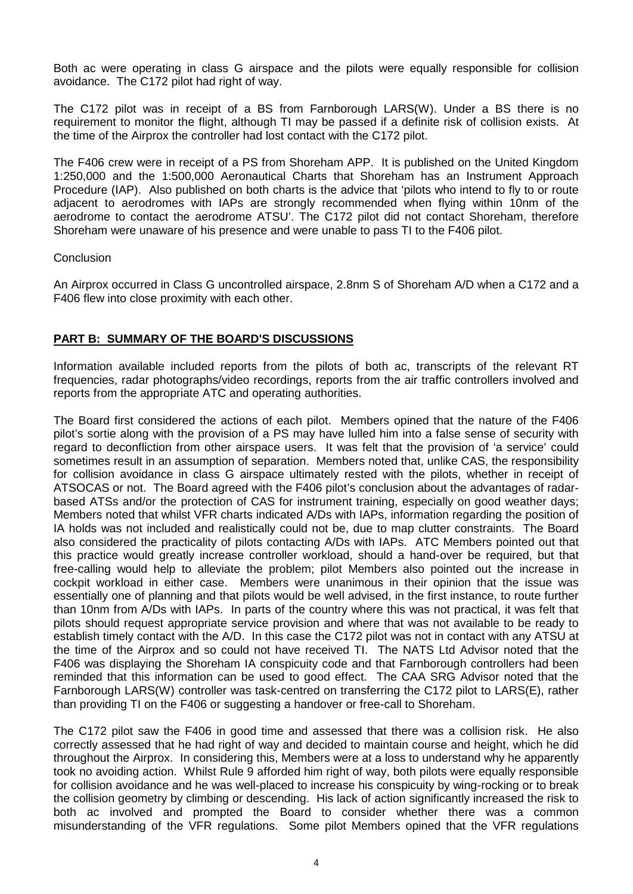Both ac were operating in class G airspace and the pilots were equally responsible for collision avoidance. The C172 pilot had right of way.

The C172 pilot was in receipt of a BS from Farnborough LARS(W). Under a BS there is no requirement to monitor the flight, although TI may be passed if a definite risk of collision exists. At the time of the Airprox the controller had lost contact with the C172 pilot.

The F406 crew were in receipt of a PS from Shoreham APP. It is published on the United Kingdom 1:250,000 and the 1:500,000 Aeronautical Charts that Shoreham has an Instrument Approach Procedure (IAP). Also published on both charts is the advice that 'pilots who intend to fly to or route adjacent to aerodromes with IAPs are strongly recommended when flying within 10nm of the aerodrome to contact the aerodrome ATSU'. The C172 pilot did not contact Shoreham, therefore Shoreham were unaware of his presence and were unable to pass TI to the F406 pilot.

Conclusion

An Airprox occurred in Class G uncontrolled airspace, 2.8nm S of Shoreham A/D when a C172 and a F406 flew into close proximity with each other.

## PART B: SUMMARY OF THE BOARD'S DISCUSSIONS

Information available included reports from the pilots of both ac, transcripts of the relevant RT frequencies, radar photographs/video recordings, reports from the air traffic controllers involved and reports from the appropriate ATC and operating authorities.

The Board first considered the actions of each pilot. Members opined that the nature of the F406 pilot's sortie along with the provision of a PS may have lulled him into a false sense of security with regard to deconfliction from other airspace users. It was felt that the provision of 'a service' could sometimes result in an assumption of separation. Members noted that, unlike CAS, the responsibility for collision avoidance in class G airspace ultimately rested with the pilots, whether in receipt of ATSOCAS or not. The Board agreed with the F406 pilot's conclusion about the advantages of radar-based ATSs and/or the protection of CAS for instrument training, especially on good weather days; Members noted that whilst VFR charts indicated A/Ds with IAPs, information regarding the position of IA holds was not included and realistically could not be, due to map clutter constraints. The Board also considered the practicality of pilots contacting A/Ds with IAPs. ATC Members pointed out that this practice would greatly increase controller workload, should a hand-over be required, but that free-calling would help to alleviate the problem; pilot Members also pointed out the increase in cockpit workload in either case. Members were unanimous in their opinion that the issue was essentially one of planning and that pilots would be well advised, in the first instance, to route further than 10nm from A/Ds with IAPs. In parts of the country where this was not practical, it was felt that pilots should request appropriate service provision and where that was not available to be ready to establish timely contact with the A/D. In this case the C172 pilot was not in contact with any ATSU at the time of the Airprox and so could not have received TI. The NATS Ltd Advisor noted that the F406 was displaying the Shoreham IA conspicuity code and that Farnborough controllers had been reminded that this information can be used to good effect. The CAA SRG Advisor noted that the Farnborough LARS(W) controller was task-centred on transferring the C172 pilot to LARS(E), rather than providing TI on the F406 or suggesting a handover or free-call to Shoreham.

The C172 pilot saw the F406 in good time and assessed that there was a collision risk. He also correctly assessed that he had right of way and decided to maintain course and height, which he did throughout the Airprox. In considering this, Members were at a loss to understand why he apparently took no avoiding action. Whilst Rule 9 afforded him right of way, both pilots were equally responsible for collision avoidance and he was well-placed to increase his conspicuity by wing-rocking or to break the collision geometry by climbing or descending. His lack of action significantly increased the risk to both ac involved and prompted the Board to consider whether there was a common misunderstanding of the VFR regulations. Some pilot Members opined that the VFR regulations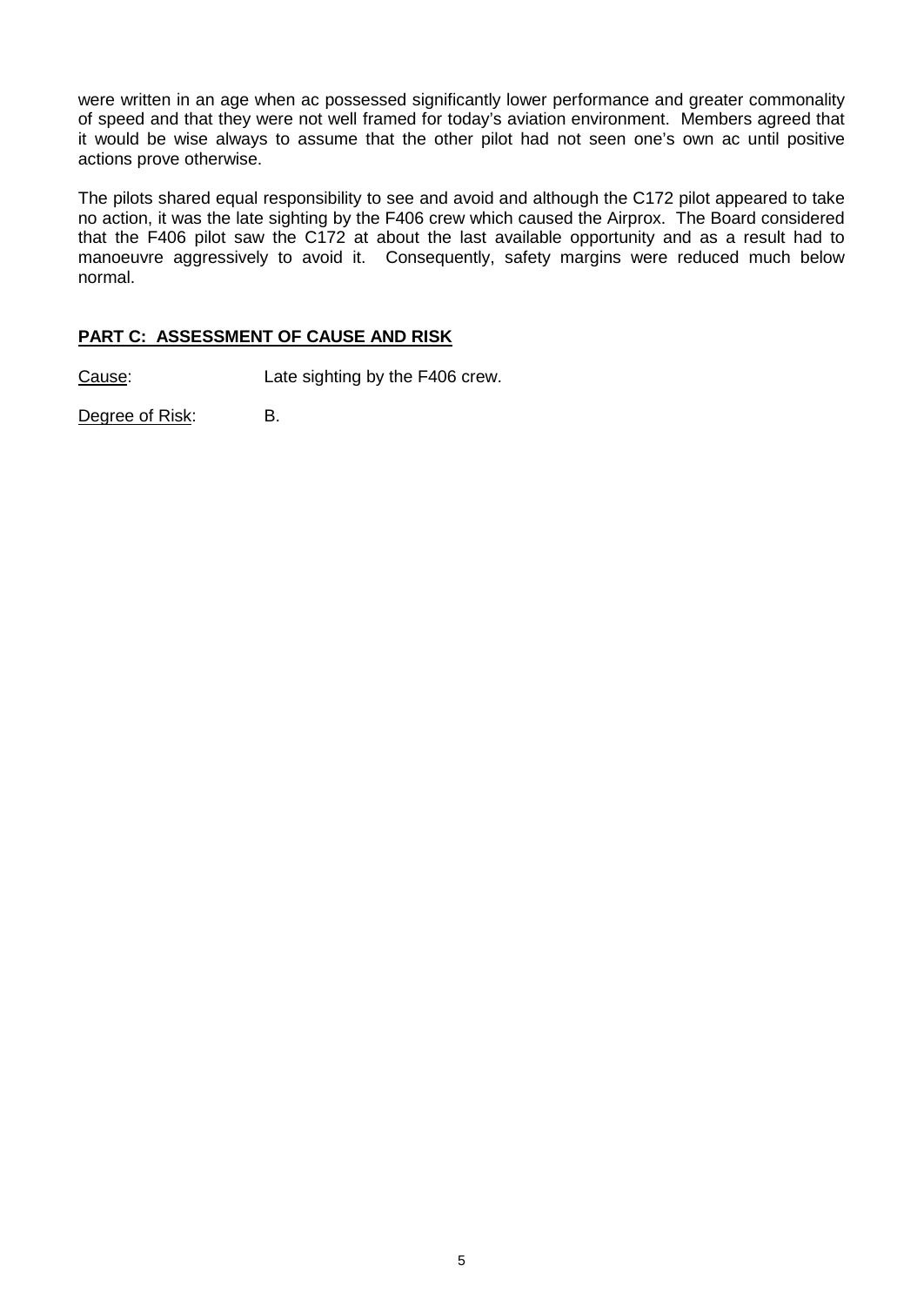were written in an age when ac possessed significantly lower performance and greater commonality of speed and that they were not well framed for today's aviation environment. Members agreed that it would be wise always to assume that the other pilot had not seen one's own ac until positive actions prove otherwise.

The pilots shared equal responsibility to see and avoid and although the C172 pilot appeared to take no action, it was the late sighting by the F406 crew which caused the Airprox. The Board considered that the F406 pilot saw the C172 at about the last available opportunity and as a result had to manoeuvre aggressively to avoid it. Consequently, safety margins were reduced much below normal.

## PART C: ASSESSMENT OF CAUSE AND RISK

Cause: Late sighting by the F406 crew.

Degree of Risk: B.